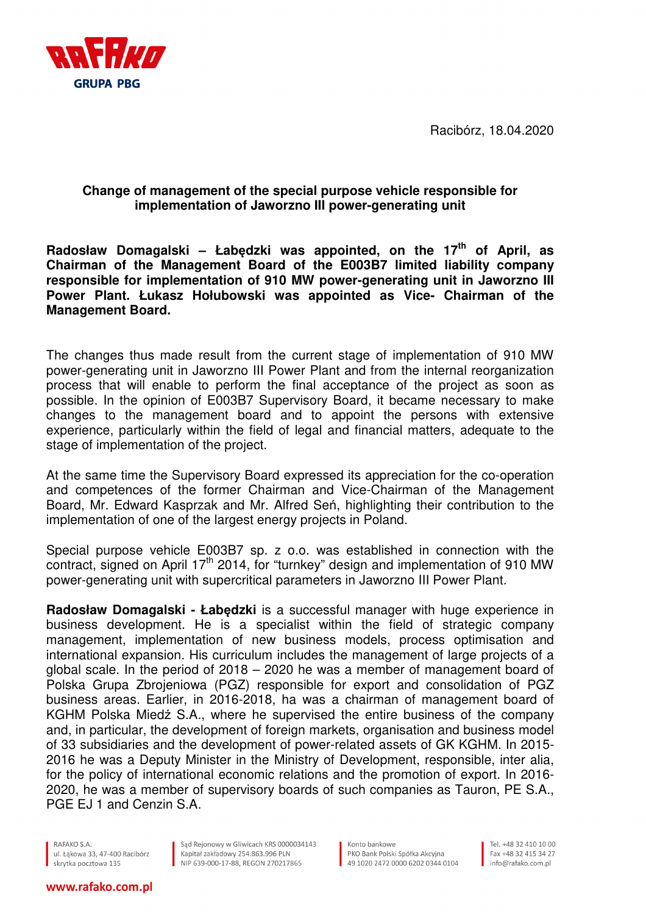Racibórz, 18.04.2020

## Change of management of the special purpose vehicle responsible for implementation of Jaworzno III power-generating unit

**Radosław Domagalski – Łabędzki was appointed, on the 17th of April, as Chairman of the Management Board of the E003B7 limited liability company responsible for implementation of 910 MW power-generating unit in Jaworzno III Power Plant. Łukasz Hołubowski was appointed as Vice- Chairman of the Management Board.**

The changes thus made result from the current stage of implementation of 910 MW power-generating unit in Jaworzno III Power Plant and from the internal reorganization process that will enable to perform the final acceptance of the project as soon as possible. In the opinion of E003B7 Supervisory Board, it became necessary to make changes to the management board and to appoint the persons with extensive experience, particularly within the field of legal and financial matters, adequate to the stage of implementation of the project.

At the same time the Supervisory Board expressed its appreciation for the co-operation and competences of the former Chairman and Vice-Chairman of the Management Board, Mr. Edward Kasprzak and Mr. Alfred Seń, highlighting their contribution to the implementation of one of the largest energy projects in Poland.

Special purpose vehicle E003B7 sp. z o.o. was established in connection with the contract, signed on April 17th 2014, for "turnkey" design and implementation of 910 MW power-generating unit with supercritical parameters in Jaworzno III Power Plant.

**Radosław Domagalski - Łabędzki** is a successful manager with huge experience in business development. He is a specialist within the field of strategic company management, implementation of new business models, process optimisation and international expansion. His curriculum includes the management of large projects of a global scale. In the period of 2018 – 2020 he was a member of management board of Polska Grupa Zbrojeniowa (PGZ) responsible for export and consolidation of PGZ business areas. Earlier, in 2016-2018, ha was a chairman of management board of KGHM Polska Miedź S.A., where he supervised the entire business of the company and, in particular, the development of foreign markets, organisation and business model of 33 subsidiaries and the development of power-related assets of GK KGHM. In 2015-2016 he was a Deputy Minister in the Ministry of Development, responsible, inter alia, for the policy of international economic relations and the promotion of export. In 2016-2020, he was a member of supervisory boards of such companies as Tauron, PE S.A., PGE EJ 1 and Cenzin S.A.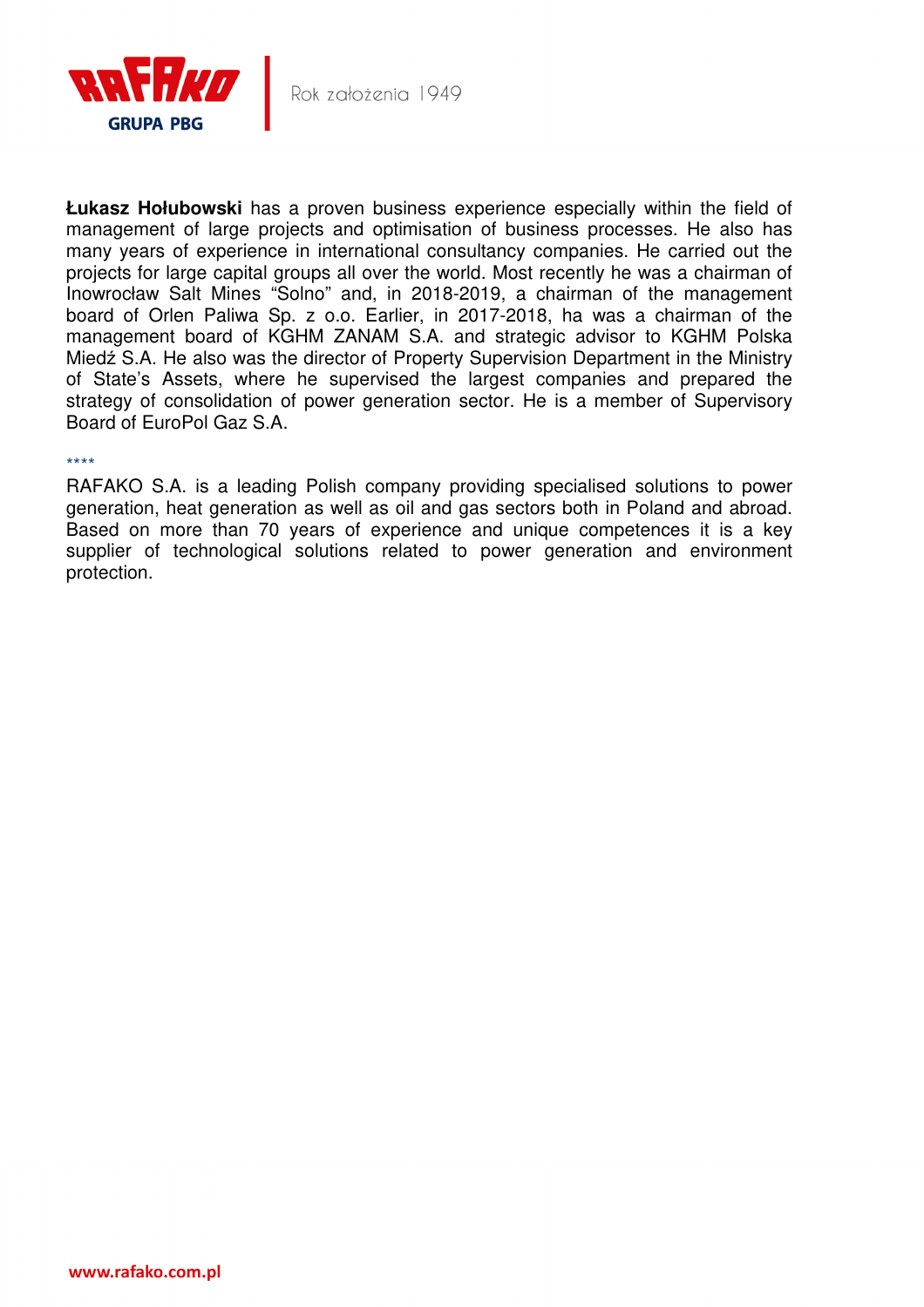**Łukasz Hołubowski** has a proven business experience especially within the field of management of large projects and optimisation of business processes. He also has many years of experience in international consultancy companies. He carried out the projects for large capital groups all over the world. Most recently he was a chairman of Inowrocław Salt Mines "Solno" and, in 2018-2019, a chairman of the management board of Orlen Paliwa Sp. z o.o. Earlier, in 2017-2018, ha was a chairman of the management board of KGHM ZANAM S.A. and strategic advisor to KGHM Polska Miedź S.A. He also was the director of Property Supervision Department in the Ministry of State's Assets, where he supervised the largest companies and prepared the strategy of consolidation of power generation sector. He is a member of Supervisory Board of EuroPol Gaz S.A.

****

RAFAKO S.A. is a leading Polish company providing specialised solutions to power generation, heat generation as well as oil and gas sectors both in Poland and abroad. Based on more than 70 years of experience and unique competences it is a key supplier of technological solutions related to power generation and environment protection.